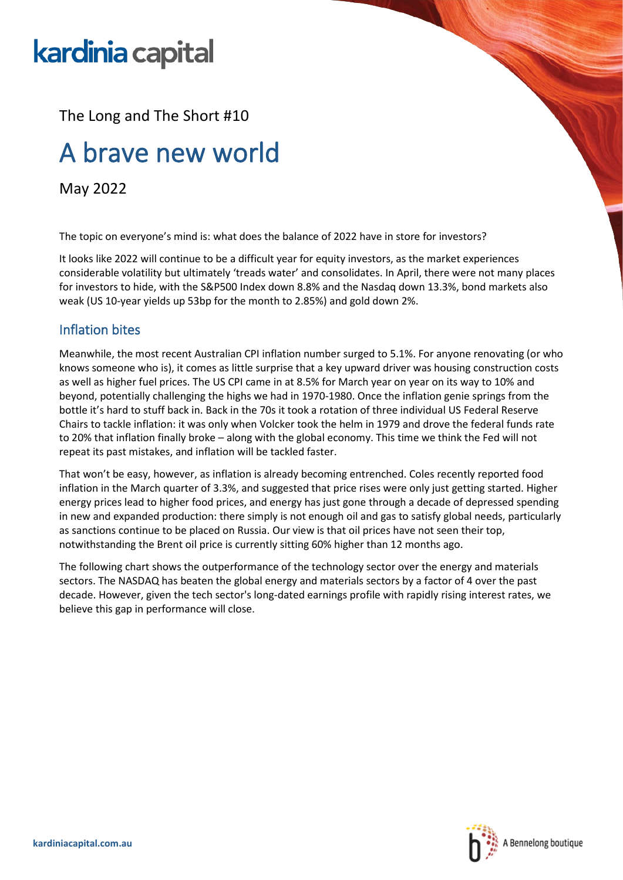kardinia capital

The Long and The Short #10

# A brave new world

May 2022

The topic on everyone's mind is: what does the balance of 2022 have in store for investors?

It looks like 2022 will continue to be a difficult year for equity investors, as the market experiences considerable volatility but ultimately 'treads water' and consolidates. In April, there were not many places for investors to hide, with the S&P500 Index down 8.8% and the Nasdaq down 13.3%, bond markets also weak (US 10-year yields up 53bp for the month to 2.85%) and gold down 2%.

## Inflation bites

Meanwhile, the most recent Australian CPI inflation number surged to 5.1%. For anyone renovating (or who knows someone who is), it comes as little surprise that a key upward driver was housing construction costs as well as higher fuel prices. The US CPI came in at 8.5% for March year on year on its way to 10% and beyond, potentially challenging the highs we had in 1970-1980. Once the inflation genie springs from the bottle it's hard to stuff back in. Back in the 70s it took a rotation of three individual US Federal Reserve Chairs to tackle inflation: it was only when Volcker took the helm in 1979 and drove the federal funds rate to 20% that inflation finally broke – along with the global economy. This time we think the Fed will not repeat its past mistakes, and inflation will be tackled faster.

That won't be easy, however, as inflation is already becoming entrenched. Coles recently reported food inflation in the March quarter of 3.3%, and suggested that price rises were only just getting started. Higher energy prices lead to higher food prices, and energy has just gone through a decade of depressed spending in new and expanded production: there simply is not enough oil and gas to satisfy global needs, particularly as sanctions continue to be placed on Russia. Our view is that oil prices have not seen their top, notwithstanding the Brent oil price is currently sitting 60% higher than 12 months ago.

The following chart shows the outperformance of the technology sector over the energy and materials sectors. The NASDAQ has beaten the global energy and materials sectors by a factor of 4 over the past decade. However, given the tech sector's long-dated earnings profile with rapidly rising interest rates, we believe this gap in performance will close.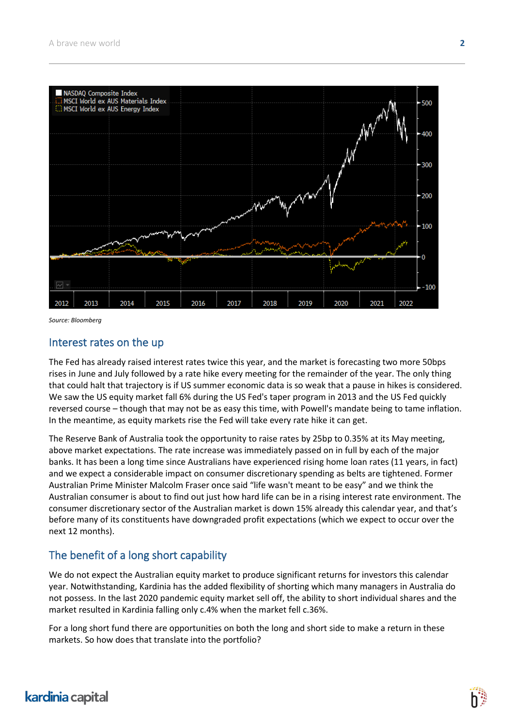Source: Bloomberg

## Interest rates on the up

The Fed has already raised interest rates twice this year, and the market is forecasting two more 50bps rises in June and July followed by a rate hike every meeting for the remainder of the year. The only thing that could halt that trajectory is if US summer economic data is so weak that a pause in hikes is considered. We saw the US equity market fall 6% during the US Fed's taper program in 2013 and the US Fed quickly reversed course – though that may not be as easy this time, with Powell's mandate being to tame inflation. In the meantime, as equity markets rise the Fed will take every rate hike it can get.

The Reserve Bank of Australia took the opportunity to raise rates by 25bp to 0.35% at its May meeting, above market expectations. The rate increase was immediately passed on in full by each of the major banks. It has been a long time since Australians have experienced rising home loan rates (11 years, in fact) and we expect a considerable impact on consumer discretionary spending as belts are tightened. Former Australian Prime Minister Malcolm Fraser once said "life wasn't meant to be easy" and we think the Australian consumer is about to find out just how hard life can be in a rising interest rate environment. The consumer discretionary sector of the Australian market is down 15% already this calendar year, and that's before many of its constituents have downgraded profit expectations (which we expect to occur over the next 12 months).

## The benefit of a long short capability

We do not expect the Australian equity market to produce significant returns for investors this calendar year. Notwithstanding, Kardinia has the added flexibility of shorting which many managers in Australia do not possess. In the last 2020 pandemic equity market sell off, the ability to short individual shares and the market resulted in Kardinia falling only c.4% when the market fell c.36%.

For a long short fund there are opportunities on both the long and short side to make a return in these markets. So how does that translate into the portfolio?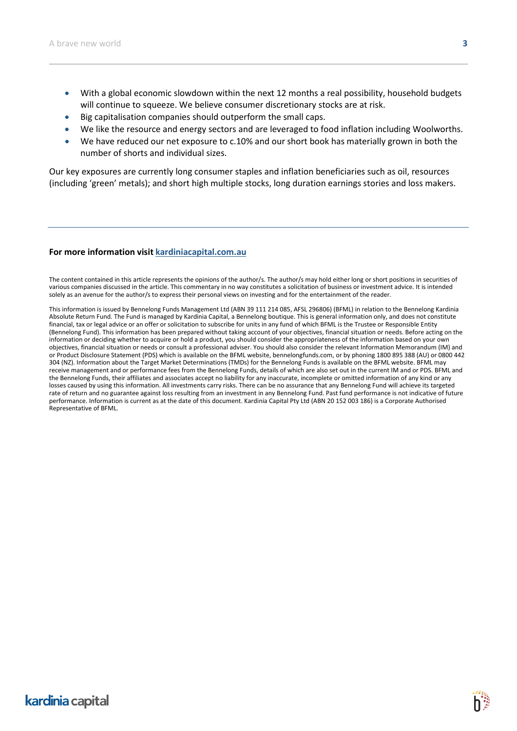- With a global economic slowdown within the next 12 months a real possibility, household budgets will continue to squeeze. We believe consumer discretionary stocks are at risk.
- Big capitalisation companies should outperform the small caps.
- We like the resource and energy sectors and are leveraged to food inflation including Woolworths.
- We have reduced our net exposure to c.10% and our short book has materially grown in both the number of shorts and individual sizes.

Our key exposures are currently long consumer staples and inflation beneficiaries such as oil, resources (including 'green' metals); and short high multiple stocks, long duration earnings stories and loss makers.

---

**For more information visit kardiniacapital.com.au**

The content contained in this article represents the opinions of the author/s. The author/s may hold either long or short positions in securities of various companies discussed in the article. This commentary in no way constitutes a solicitation of business or investment advice. It is intended solely as an avenue for the author/s to express their personal views on investing and for the entertainment of the reader.

This information is issued by Bennelong Funds Management Ltd (ABN 39 111 214 085, AFSL 296806) (BFML) in relation to the Bennelong Kardinia Absolute Return Fund. The Fund is managed by Kardinia Capital, a Bennelong boutique. This is general information only, and does not constitute financial, tax or legal advice or an offer or solicitation to subscribe for units in any fund of which BFML is the Trustee or Responsible Entity (Bennelong Fund). This information has been prepared without taking account of your objectives, financial situation or needs. Before acting on the information or deciding whether to acquire or hold a product, you should consider the appropriateness of the information based on your own objectives, financial situation or needs or consult a professional adviser. You should also consider the relevant Information Memorandum (IM) and or Product Disclosure Statement (PDS) which is available on the BFML website, bennelongfunds.com, or by phoning 1800 895 388 (AU) or 0800 442 304 (NZ). Information about the Target Market Determinations (TMDs) for the Bennelong Funds is available on the BFML website. BFML may receive management and or performance fees from the Bennelong Funds, details of which are also set out in the current IM and or PDS. BFML and the Bennelong Funds, their affiliates and associates accept no liability for any inaccurate, incomplete or omitted information of any kind or any losses caused by using this information. All investments carry risks. There can be no assurance that any Bennelong Fund will achieve its targeted rate of return and no guarantee against loss resulting from an investment in any Bennelong Fund. Past fund performance is not indicative of future performance. Information is current as at the date of this document. Kardinia Capital Pty Ltd (ABN 20 152 003 186) is a Corporate Authorised Representative of BFML.